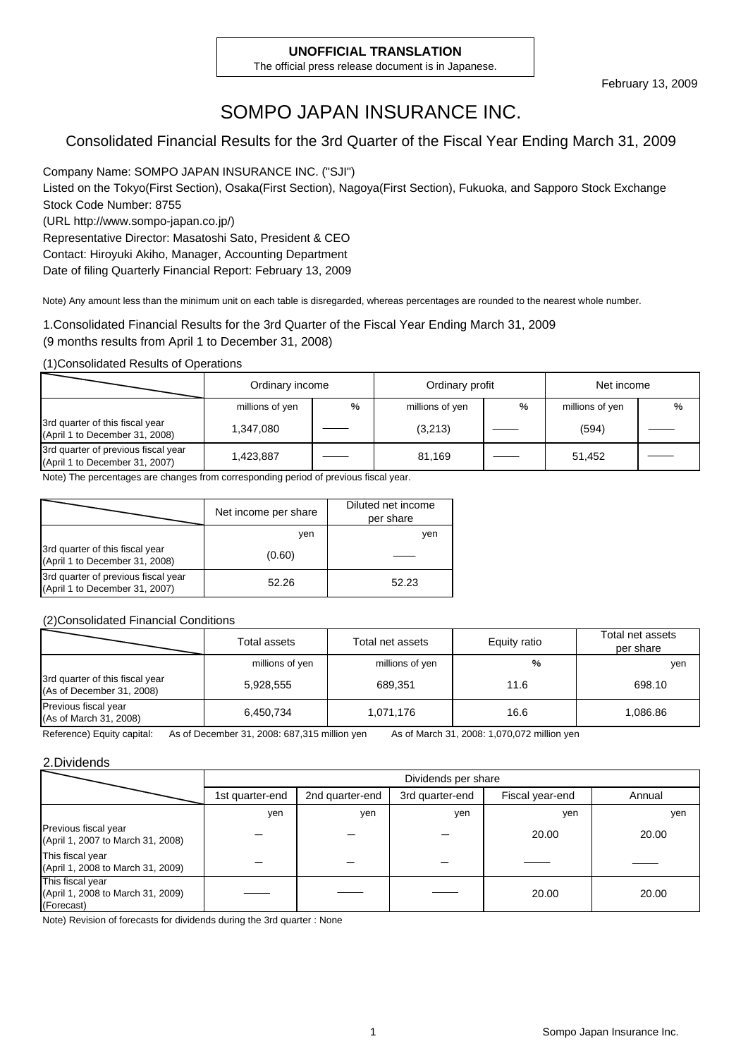**UNOFFICIAL TRANSLATION**
The official press release document is in Japanese.

February 13, 2009

# SOMPO JAPAN INSURANCE INC.

## Consolidated Financial Results for the 3rd Quarter of the Fiscal Year Ending March 31, 2009

Company Name: SOMPO JAPAN INSURANCE INC. ("SJI")
Listed on the Tokyo(First Section), Osaka(First Section), Nagoya(First Section), Fukuoka, and Sapporo Stock Exchange
Stock Code Number: 8755
(URL http://www.sompo-japan.co.jp/)
Representative Director: Masatoshi Sato, President & CEO
Contact: Hiroyuki Akiho, Manager, Accounting Department
Date of filing Quarterly Financial Report: February 13, 2009

Note) Any amount less than the minimum unit on each table is disregarded, whereas percentages are rounded to the nearest whole number.

### 1.Consolidated Financial Results for the 3rd Quarter of the Fiscal Year Ending March 31, 2009
(9 months results from April 1 to December 31, 2008)

(1)Consolidated Results of Operations

| | Ordinary income | | Ordinary profit | | Net income | |
|---|---|---|---|---|---|---|
| | millions of yen | % | millions of yen | % | millions of yen | % |
| 3rd quarter of this fiscal year (April 1 to December 31, 2008) | 1,347,080 | ―― | (3,213) | ―― | (594) | ―― |
| 3rd quarter of previous fiscal year (April 1 to December 31, 2007) | 1,423,887 | ―― | 81,169 | ―― | 51,452 | ―― |

Note) The percentages are changes from corresponding period of previous fiscal year.

| | Net income per share | Diluted net income per share |
|---|---|---|
| | yen | yen |
| 3rd quarter of this fiscal year (April 1 to December 31, 2008) | (0.60) | ―― |
| 3rd quarter of previous fiscal year (April 1 to December 31, 2007) | 52.26 | 52.23 |

(2)Consolidated Financial Conditions

| | Total assets | Total net assets | Equity ratio | Total net assets per share |
|---|---|---|---|---|
| | millions of yen | millions of yen | % | yen |
| 3rd quarter of this fiscal year (As of December 31, 2008) | 5,928,555 | 689,351 | 11.6 | 698.10 |
| Previous fiscal year (As of March 31, 2008) | 6,450,734 | 1,071,176 | 16.6 | 1,086.86 |

Reference) Equity capital: As of December 31, 2008: 687,315 million yen As of March 31, 2008: 1,070,072 million yen

### 2.Dividends

| | Dividends per share | | | | |
|---|---|---|---|---|---|
| | 1st quarter-end | 2nd quarter-end | 3rd quarter-end | Fiscal year-end | Annual |
| | yen | yen | yen | yen | yen |
| Previous fiscal year (April 1, 2007 to March 31, 2008) | ― | ― | ― | 20.00 | 20.00 |
| This fiscal year (April 1, 2008 to March 31, 2009) | ― | ― | ― | ―― | ―― |
| This fiscal year (April 1, 2008 to March 31, 2009) (Forecast) | ―― | ―― | ―― | 20.00 | 20.00 |

Note) Revision of forecasts for dividends during the 3rd quarter : None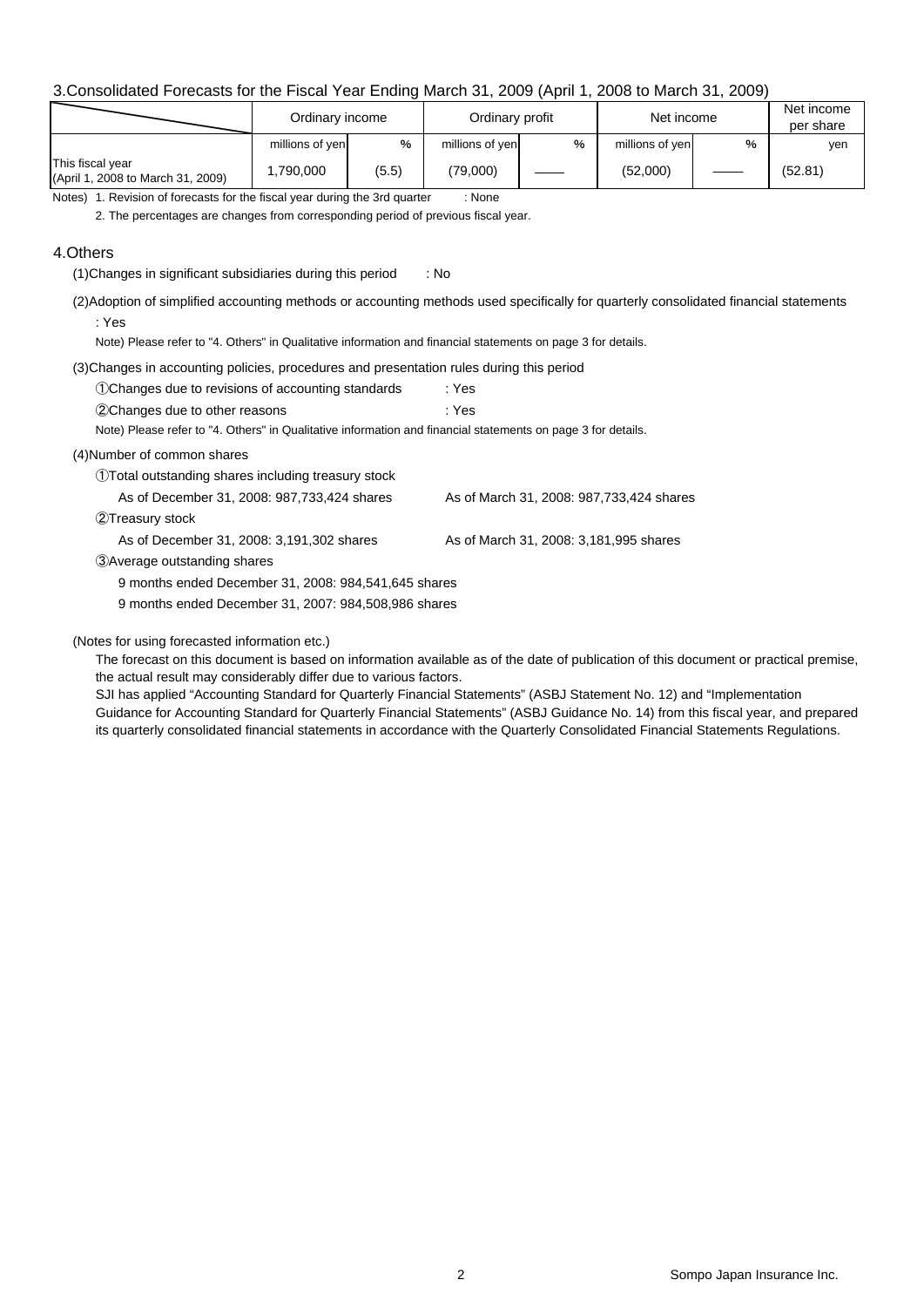## 3.Consolidated Forecasts for the Fiscal Year Ending March 31, 2009 (April 1, 2008 to March 31, 2009)

| | Ordinary income | | Ordinary profit | | Net income | | Net income per share |
|---|---|---|---|---|---|---|---|
| | millions of yen | % | millions of yen | % | millions of yen | % | yen |
| This fiscal year (April 1, 2008 to March 31, 2009) | 1,790,000 | (5.5) | (79,000) | —— | (52,000) | —— | (52.81) |

Notes) 1. Revision of forecasts for the fiscal year during the 3rd quarter : None

2. The percentages are changes from corresponding period of previous fiscal year.

## 4.Others

(1)Changes in significant subsidiaries during this period : No

(2)Adoption of simplified accounting methods or accounting methods used specifically for quarterly consolidated financial statements : Yes

Note) Please refer to "4. Others" in Qualitative information and financial statements on page 3 for details.

(3)Changes in accounting policies, procedures and presentation rules during this period

①Changes due to revisions of accounting standards : Yes

②Changes due to other reasons : Yes

Note) Please refer to "4. Others" in Qualitative information and financial statements on page 3 for details.

(4)Number of common shares

①Total outstanding shares including treasury stock

As of December 31, 2008: 987,733,424 shares As of March 31, 2008: 987,733,424 shares

②Treasury stock

As of December 31, 2008: 3,191,302 shares As of March 31, 2008: 3,181,995 shares

③Average outstanding shares

9 months ended December 31, 2008: 984,541,645 shares

9 months ended December 31, 2007: 984,508,986 shares

(Notes for using forecasted information etc.)

The forecast on this document is based on information available as of the date of publication of this document or practical premise, the actual result may considerably differ due to various factors.

SJI has applied “Accounting Standard for Quarterly Financial Statements” (ASBJ Statement No. 12) and “Implementation Guidance for Accounting Standard for Quarterly Financial Statements” (ASBJ Guidance No. 14) from this fiscal year, and prepared its quarterly consolidated financial statements in accordance with the Quarterly Consolidated Financial Statements Regulations.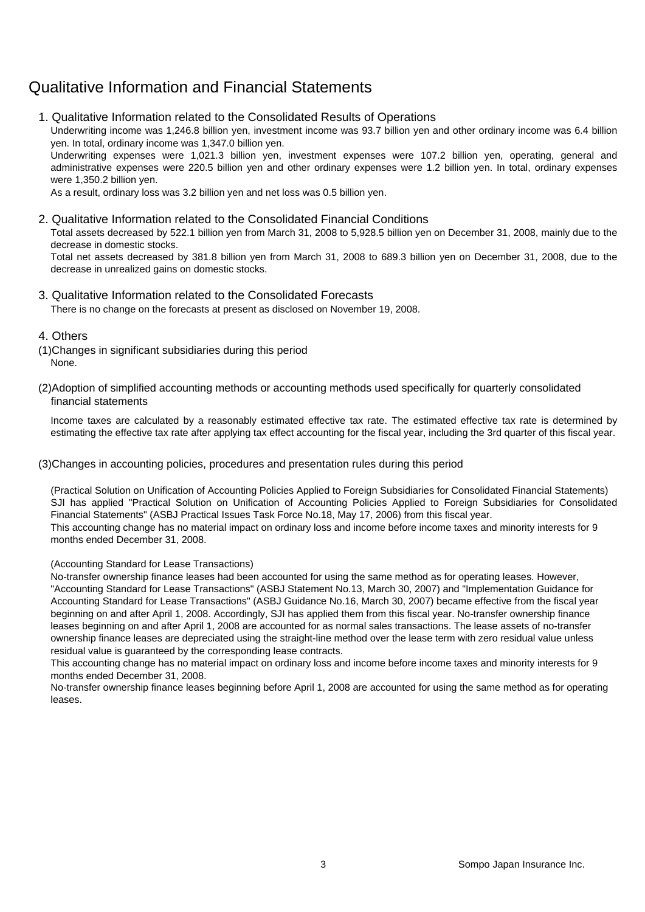# Qualitative Information and Financial Statements

## 1. Qualitative Information related to the Consolidated Results of Operations

Underwriting income was 1,246.8 billion yen, investment income was 93.7 billion yen and other ordinary income was 6.4 billion yen. In total, ordinary income was 1,347.0 billion yen.

Underwriting expenses were 1,021.3 billion yen, investment expenses were 107.2 billion yen, operating, general and administrative expenses were 220.5 billion yen and other ordinary expenses were 1.2 billion yen. In total, ordinary expenses were 1,350.2 billion yen.

As a result, ordinary loss was 3.2 billion yen and net loss was 0.5 billion yen.

## 2. Qualitative Information related to the Consolidated Financial Conditions

Total assets decreased by 522.1 billion yen from March 31, 2008 to 5,928.5 billion yen on December 31, 2008, mainly due to the decrease in domestic stocks.

Total net assets decreased by 381.8 billion yen from March 31, 2008 to 689.3 billion yen on December 31, 2008, due to the decrease in unrealized gains on domestic stocks.

## 3. Qualitative Information related to the Consolidated Forecasts

There is no change on the forecasts at present as disclosed on November 19, 2008.

## 4. Others

### (1)Changes in significant subsidiaries during this period

None.

### (2)Adoption of simplified accounting methods or accounting methods used specifically for quarterly consolidated financial statements

Income taxes are calculated by a reasonably estimated effective tax rate. The estimated effective tax rate is determined by estimating the effective tax rate after applying tax effect accounting for the fiscal year, including the 3rd quarter of this fiscal year.

### (3)Changes in accounting policies, procedures and presentation rules during this period

(Practical Solution on Unification of Accounting Policies Applied to Foreign Subsidiaries for Consolidated Financial Statements)

SJI has applied "Practical Solution on Unification of Accounting Policies Applied to Foreign Subsidiaries for Consolidated Financial Statements" (ASBJ Practical Issues Task Force No.18, May 17, 2006) from this fiscal year.

This accounting change has no material impact on ordinary loss and income before income taxes and minority interests for 9 months ended December 31, 2008.

(Accounting Standard for Lease Transactions)

No-transfer ownership finance leases had been accounted for using the same method as for operating leases. However, "Accounting Standard for Lease Transactions" (ASBJ Statement No.13, March 30, 2007) and "Implementation Guidance for Accounting Standard for Lease Transactions" (ASBJ Guidance No.16, March 30, 2007) became effective from the fiscal year beginning on and after April 1, 2008. Accordingly, SJI has applied them from this fiscal year. No-transfer ownership finance leases beginning on and after April 1, 2008 are accounted for as normal sales transactions. The lease assets of no-transfer ownership finance leases are depreciated using the straight-line method over the lease term with zero residual value unless residual value is guaranteed by the corresponding lease contracts.

This accounting change has no material impact on ordinary loss and income before income taxes and minority interests for 9 months ended December 31, 2008.

No-transfer ownership finance leases beginning before April 1, 2008 are accounted for using the same method as for operating leases.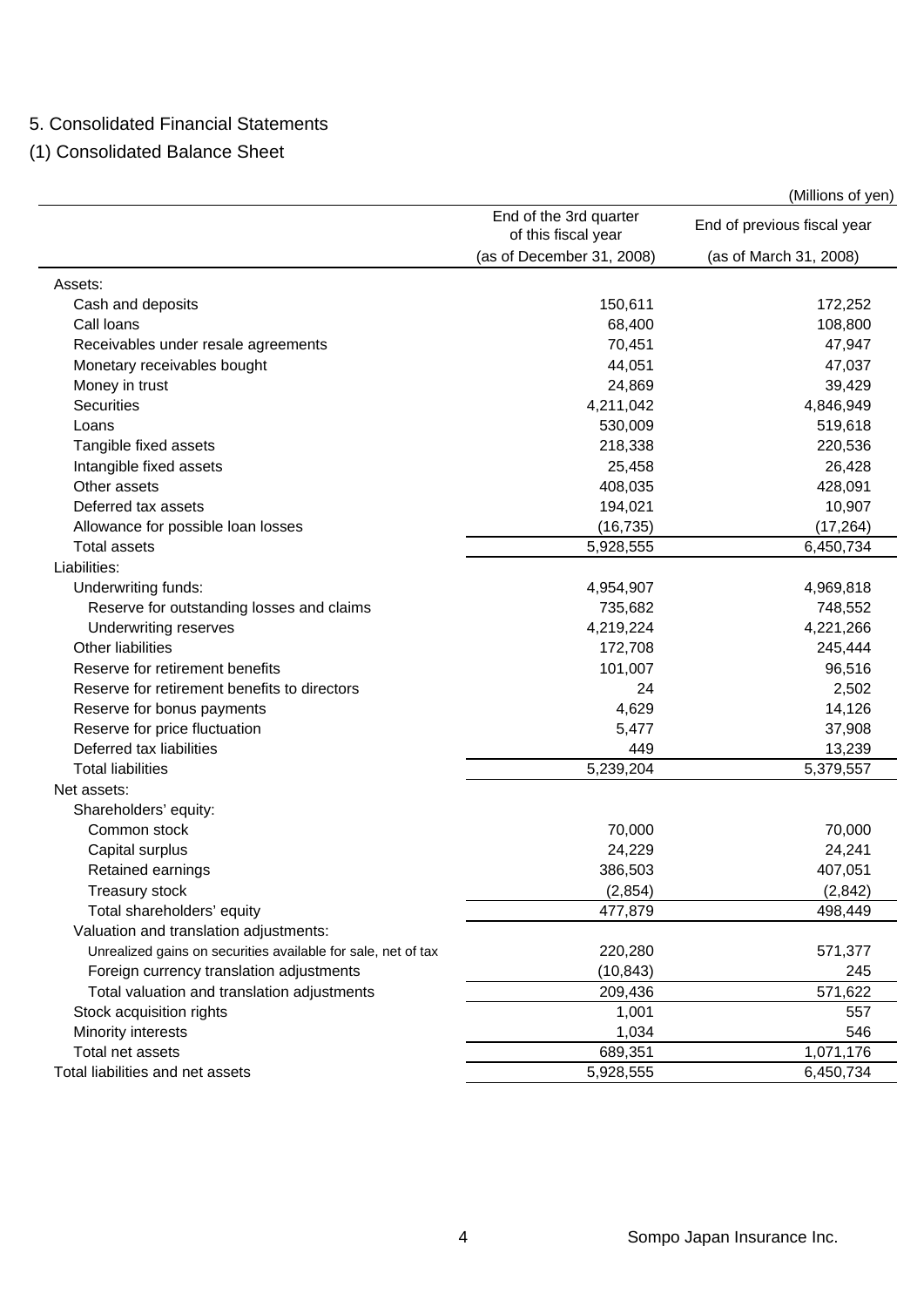## 5. Consolidated Financial Statements

### (1) Consolidated Balance Sheet

(Millions of yen)

| | End of the 3rd quarter of this fiscal year (as of December 31, 2008) | End of previous fiscal year (as of March 31, 2008) |
|---|---|---|
| Assets: | | |
| Cash and deposits | 150,611 | 172,252 |
| Call loans | 68,400 | 108,800 |
| Receivables under resale agreements | 70,451 | 47,947 |
| Monetary receivables bought | 44,051 | 47,037 |
| Money in trust | 24,869 | 39,429 |
| Securities | 4,211,042 | 4,846,949 |
| Loans | 530,009 | 519,618 |
| Tangible fixed assets | 218,338 | 220,536 |
| Intangible fixed assets | 25,458 | 26,428 |
| Other assets | 408,035 | 428,091 |
| Deferred tax assets | 194,021 | 10,907 |
| Allowance for possible loan losses | (16,735) | (17,264) |
| Total assets | 5,928,555 | 6,450,734 |
| Liabilities: | | |
| Underwriting funds: | 4,954,907 | 4,969,818 |
| Reserve for outstanding losses and claims | 735,682 | 748,552 |
| Underwriting reserves | 4,219,224 | 4,221,266 |
| Other liabilities | 172,708 | 245,444 |
| Reserve for retirement benefits | 101,007 | 96,516 |
| Reserve for retirement benefits to directors | 24 | 2,502 |
| Reserve for bonus payments | 4,629 | 14,126 |
| Reserve for price fluctuation | 5,477 | 37,908 |
| Deferred tax liabilities | 449 | 13,239 |
| Total liabilities | 5,239,204 | 5,379,557 |
| Net assets: | | |
| Shareholders' equity: | | |
| Common stock | 70,000 | 70,000 |
| Capital surplus | 24,229 | 24,241 |
| Retained earnings | 386,503 | 407,051 |
| Treasury stock | (2,854) | (2,842) |
| Total shareholders' equity | 477,879 | 498,449 |
| Valuation and translation adjustments: | | |
| Unrealized gains on securities available for sale, net of tax | 220,280 | 571,377 |
| Foreign currency translation adjustments | (10,843) | 245 |
| Total valuation and translation adjustments | 209,436 | 571,622 |
| Stock acquisition rights | 1,001 | 557 |
| Minority interests | 1,034 | 546 |
| Total net assets | 689,351 | 1,071,176 |
| Total liabilities and net assets | 5,928,555 | 6,450,734 |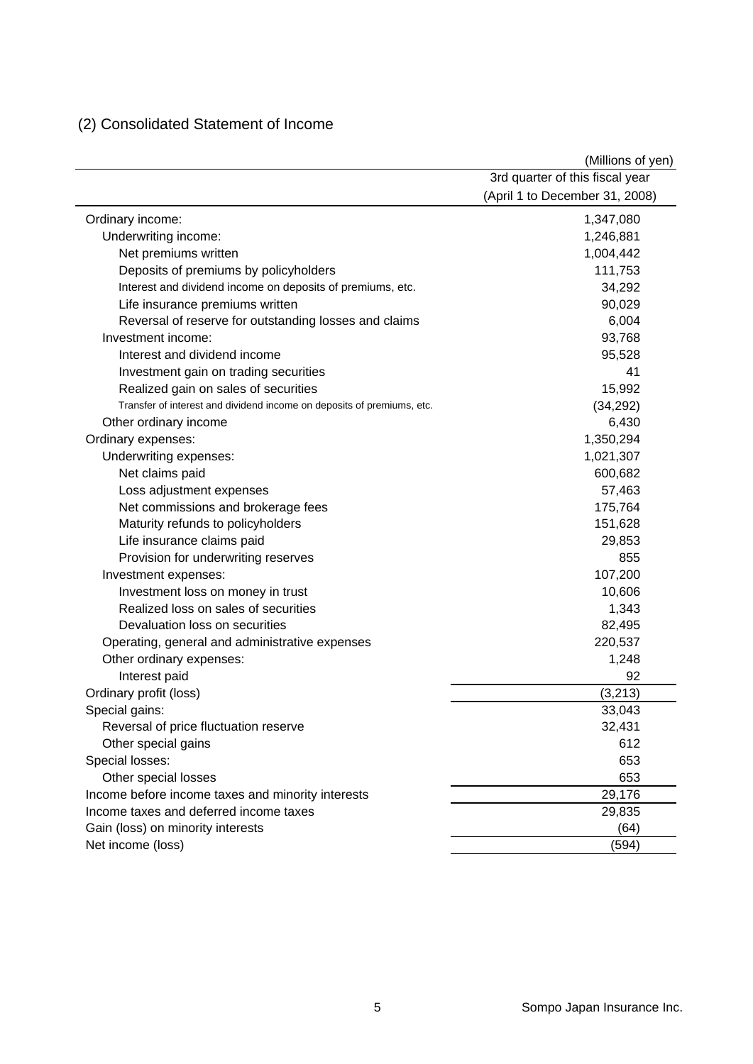## (2) Consolidated Statement of Income

(Millions of yen)

| | 3rd quarter of this fiscal year (April 1 to December 31, 2008) |
|---|---|
| Ordinary income: | 1,347,080 |
| Underwriting income: | 1,246,881 |
| Net premiums written | 1,004,442 |
| Deposits of premiums by policyholders | 111,753 |
| Interest and dividend income on deposits of premiums, etc. | 34,292 |
| Life insurance premiums written | 90,029 |
| Reversal of reserve for outstanding losses and claims | 6,004 |
| Investment income: | 93,768 |
| Interest and dividend income | 95,528 |
| Investment gain on trading securities | 41 |
| Realized gain on sales of securities | 15,992 |
| Transfer of interest and dividend income on deposits of premiums, etc. | (34,292) |
| Other ordinary income | 6,430 |
| Ordinary expenses: | 1,350,294 |
| Underwriting expenses: | 1,021,307 |
| Net claims paid | 600,682 |
| Loss adjustment expenses | 57,463 |
| Net commissions and brokerage fees | 175,764 |
| Maturity refunds to policyholders | 151,628 |
| Life insurance claims paid | 29,853 |
| Provision for underwriting reserves | 855 |
| Investment expenses: | 107,200 |
| Investment loss on money in trust | 10,606 |
| Realized loss on sales of securities | 1,343 |
| Devaluation loss on securities | 82,495 |
| Operating, general and administrative expenses | 220,537 |
| Other ordinary expenses: | 1,248 |
| Interest paid | 92 |
| Ordinary profit (loss) | (3,213) |
| Special gains: | 33,043 |
| Reversal of price fluctuation reserve | 32,431 |
| Other special gains | 612 |
| Special losses: | 653 |
| Other special losses | 653 |
| Income before income taxes and minority interests | 29,176 |
| Income taxes and deferred income taxes | 29,835 |
| Gain (loss) on minority interests | (64) |
| Net income (loss) | (594) |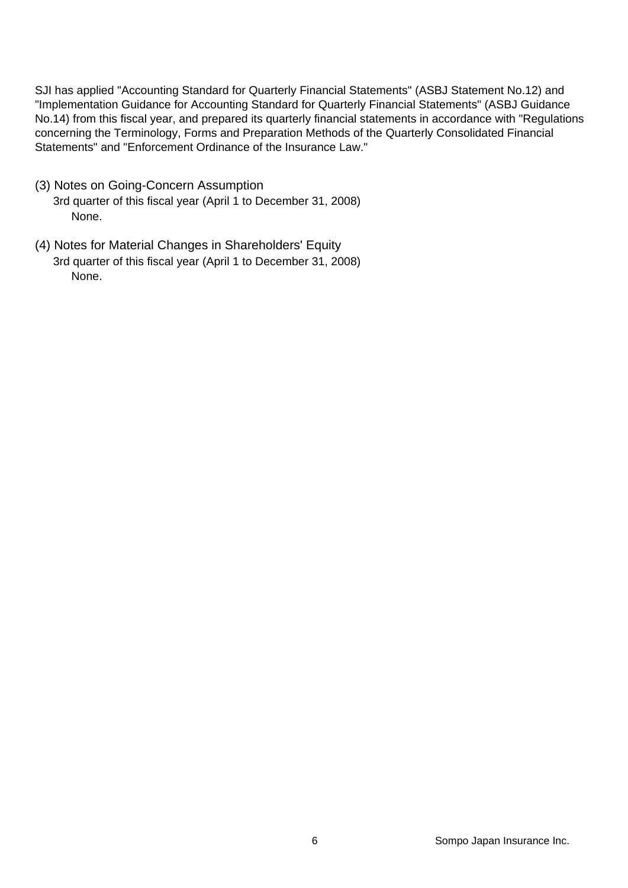SJI has applied "Accounting Standard for Quarterly Financial Statements" (ASBJ Statement No.12) and "Implementation Guidance for Accounting Standard for Quarterly Financial Statements" (ASBJ Guidance No.14) from this fiscal year, and prepared its quarterly financial statements in accordance with "Regulations concerning the Terminology, Forms and Preparation Methods of the Quarterly Consolidated Financial Statements" and "Enforcement Ordinance of the Insurance Law."

## (3) Notes on Going-Concern Assumption

3rd quarter of this fiscal year (April 1 to December 31, 2008)

None.

## (4) Notes for Material Changes in Shareholders' Equity

3rd quarter of this fiscal year (April 1 to December 31, 2008)

None.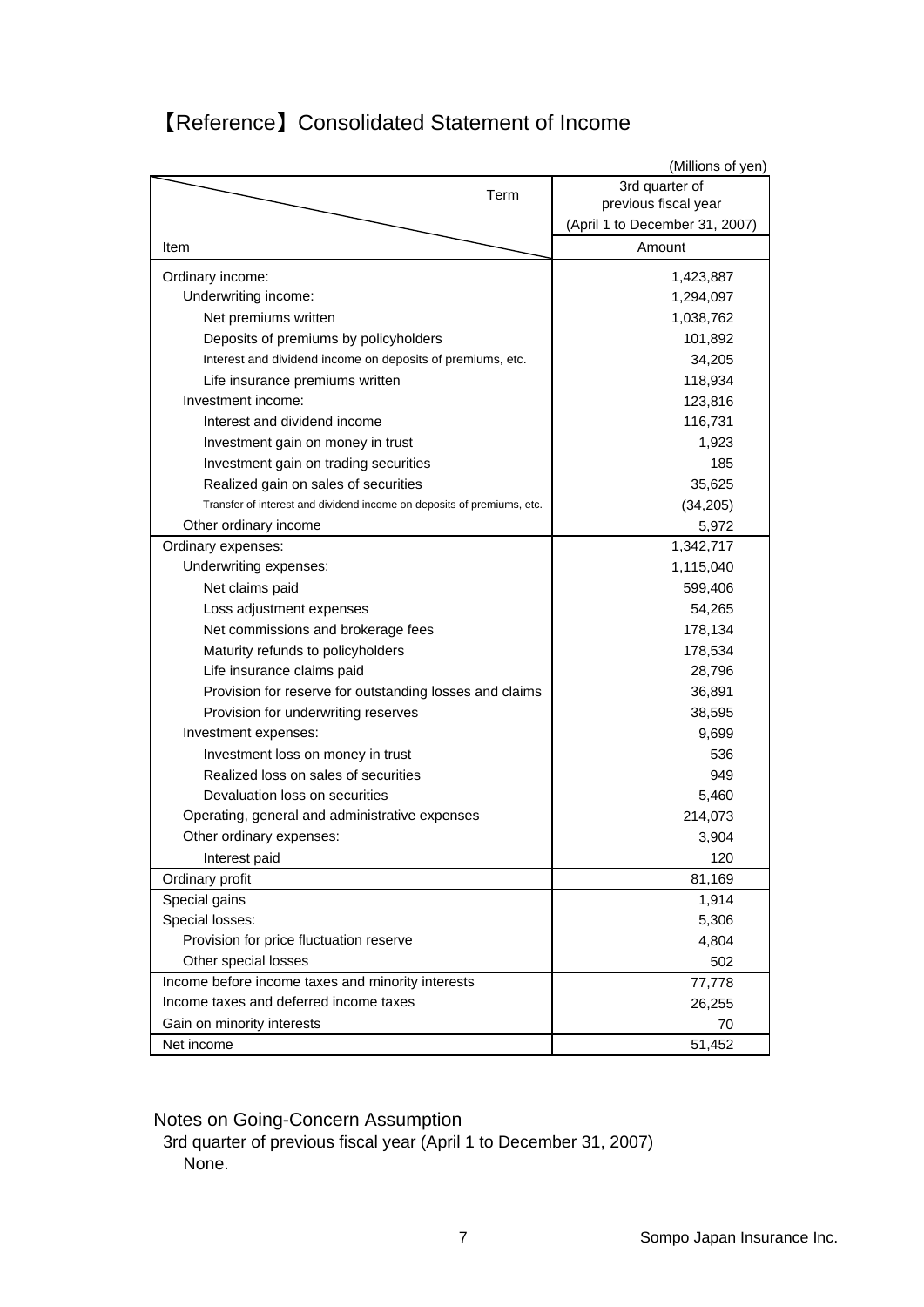# 【Reference】Consolidated Statement of Income

(Millions of yen)

| Item \ Term | 3rd quarter of previous fiscal year (April 1 to December 31, 2007) |
|---|---|
| | Amount |
| Ordinary income: | 1,423,887 |
| Underwriting income: | 1,294,097 |
| Net premiums written | 1,038,762 |
| Deposits of premiums by policyholders | 101,892 |
| Interest and dividend income on deposits of premiums, etc. | 34,205 |
| Life insurance premiums written | 118,934 |
| Investment income: | 123,816 |
| Interest and dividend income | 116,731 |
| Investment gain on money in trust | 1,923 |
| Investment gain on trading securities | 185 |
| Realized gain on sales of securities | 35,625 |
| Transfer of interest and dividend income on deposits of premiums, etc. | (34,205) |
| Other ordinary income | 5,972 |
| Ordinary expenses: | 1,342,717 |
| Underwriting expenses: | 1,115,040 |
| Net claims paid | 599,406 |
| Loss adjustment expenses | 54,265 |
| Net commissions and brokerage fees | 178,134 |
| Maturity refunds to policyholders | 178,534 |
| Life insurance claims paid | 28,796 |
| Provision for reserve for outstanding losses and claims | 36,891 |
| Provision for underwriting reserves | 38,595 |
| Investment expenses: | 9,699 |
| Investment loss on money in trust | 536 |
| Realized loss on sales of securities | 949 |
| Devaluation loss on securities | 5,460 |
| Operating, general and administrative expenses | 214,073 |
| Other ordinary expenses: | 3,904 |
| Interest paid | 120 |
| Ordinary profit | 81,169 |
| Special gains | 1,914 |
| Special losses: | 5,306 |
| Provision for price fluctuation reserve | 4,804 |
| Other special losses | 502 |
| Income before income taxes and minority interests | 77,778 |
| Income taxes and deferred income taxes | 26,255 |
| Gain on minority interests | 70 |
| Net income | 51,452 |

Notes on Going-Concern Assumption

3rd quarter of previous fiscal year (April 1 to December 31, 2007)

None.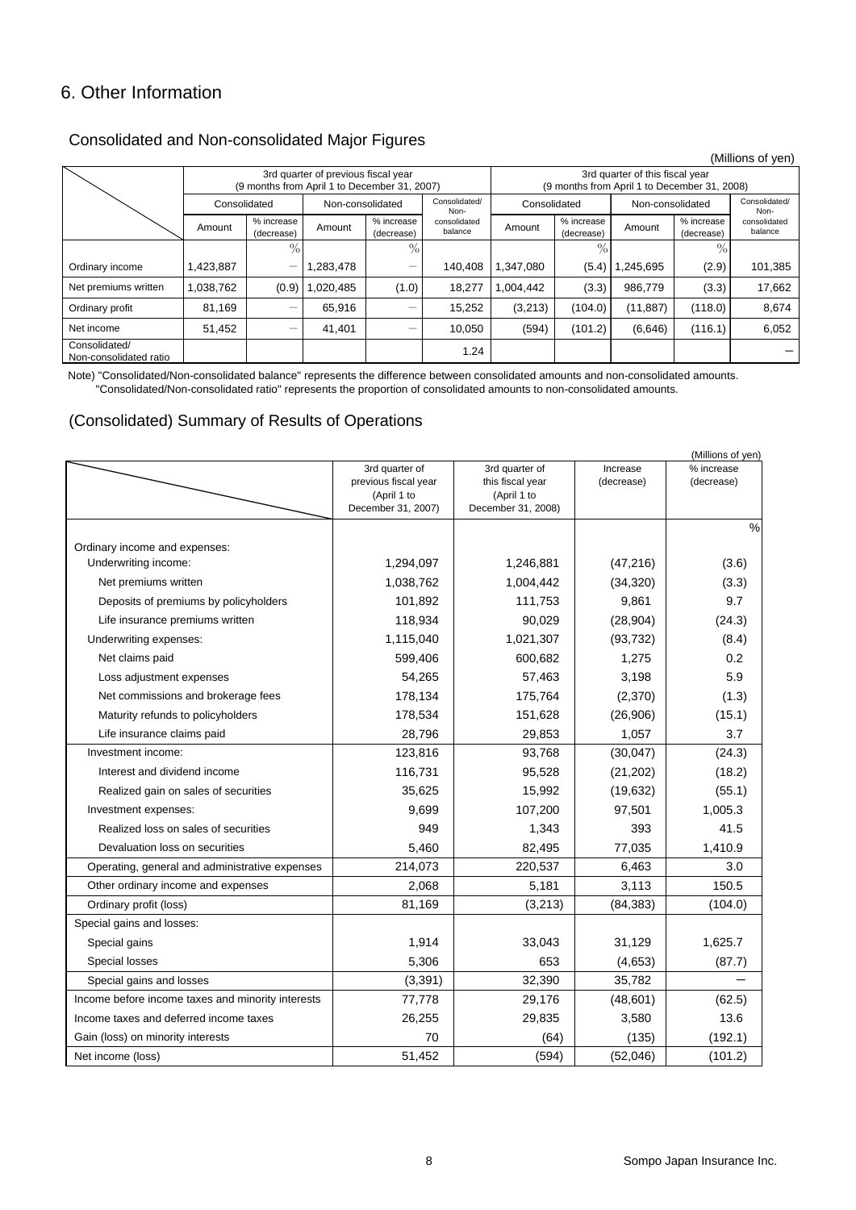# 6. Other Information

## Consolidated and Non-consolidated Major Figures

(Millions of yen)

| | 3rd quarter of previous fiscal year (9 months from April 1 to December 31, 2007) | | | | | 3rd quarter of this fiscal year (9 months from April 1 to December 31, 2008) | | | | |
|---|---|---|---|---|---|---|---|---|---|---|
| | Consolidated | | Non-consolidated | | Consolidated/ Non-consolidated balance | Consolidated | | Non-consolidated | | Consolidated/ Non-consolidated balance |
| | Amount | % increase (decrease) | Amount | % increase (decrease) | | Amount | % increase (decrease) | Amount | % increase (decrease) | |
| | | % | | % | | | % | | % | |
| Ordinary income | 1,423,887 | − | 1,283,478 | − | 140,408 | 1,347,080 | (5.4) | 1,245,695 | (2.9) | 101,385 |
| Net premiums written | 1,038,762 | (0.9) | 1,020,485 | (1.0) | 18,277 | 1,004,442 | (3.3) | 986,779 | (3.3) | 17,662 |
| Ordinary profit | 81,169 | − | 65,916 | − | 15,252 | (3,213) | (104.0) | (11,887) | (118.0) | 8,674 |
| Net income | 51,452 | − | 41,401 | − | 10,050 | (594) | (101.2) | (6,646) | (116.1) | 6,052 |
| Consolidated/ Non-consolidated ratio | | | | | 1.24 | | | | | − |

Note) "Consolidated/Non-consolidated balance" represents the difference between consolidated amounts and non-consolidated amounts.
"Consolidated/Non-consolidated ratio" represents the proportion of consolidated amounts to non-consolidated amounts.

## (Consolidated) Summary of Results of Operations

(Millions of yen)

| | 3rd quarter of previous fiscal year (April 1 to December 31, 2007) | 3rd quarter of this fiscal year (April 1 to December 31, 2008) | Increase (decrease) | % increase (decrease) |
|---|---|---|---|---|
| | | | | % |
| Ordinary income and expenses: | | | | |
| Underwriting income: | 1,294,097 | 1,246,881 | (47,216) | (3.6) |
| Net premiums written | 1,038,762 | 1,004,442 | (34,320) | (3.3) |
| Deposits of premiums by policyholders | 101,892 | 111,753 | 9,861 | 9.7 |
| Life insurance premiums written | 118,934 | 90,029 | (28,904) | (24.3) |
| Underwriting expenses: | 1,115,040 | 1,021,307 | (93,732) | (8.4) |
| Net claims paid | 599,406 | 600,682 | 1,275 | 0.2 |
| Loss adjustment expenses | 54,265 | 57,463 | 3,198 | 5.9 |
| Net commissions and brokerage fees | 178,134 | 175,764 | (2,370) | (1.3) |
| Maturity refunds to policyholders | 178,534 | 151,628 | (26,906) | (15.1) |
| Life insurance claims paid | 28,796 | 29,853 | 1,057 | 3.7 |
| Investment income: | 123,816 | 93,768 | (30,047) | (24.3) |
| Interest and dividend income | 116,731 | 95,528 | (21,202) | (18.2) |
| Realized gain on sales of securities | 35,625 | 15,992 | (19,632) | (55.1) |
| Investment expenses: | 9,699 | 107,200 | 97,501 | 1,005.3 |
| Realized loss on sales of securities | 949 | 1,343 | 393 | 41.5 |
| Devaluation loss on securities | 5,460 | 82,495 | 77,035 | 1,410.9 |
| Operating, general and administrative expenses | 214,073 | 220,537 | 6,463 | 3.0 |
| Other ordinary income and expenses | 2,068 | 5,181 | 3,113 | 150.5 |
| Ordinary profit (loss) | 81,169 | (3,213) | (84,383) | (104.0) |
| Special gains and losses: | | | | |
| Special gains | 1,914 | 33,043 | 31,129 | 1,625.7 |
| Special losses | 5,306 | 653 | (4,653) | (87.7) |
| Special gains and losses | (3,391) | 32,390 | 35,782 | − |
| Income before income taxes and minority interests | 77,778 | 29,176 | (48,601) | (62.5) |
| Income taxes and deferred income taxes | 26,255 | 29,835 | 3,580 | 13.6 |
| Gain (loss) on minority interests | 70 | (64) | (135) | (192.1) |
| Net income (loss) | 51,452 | (594) | (52,046) | (101.2) |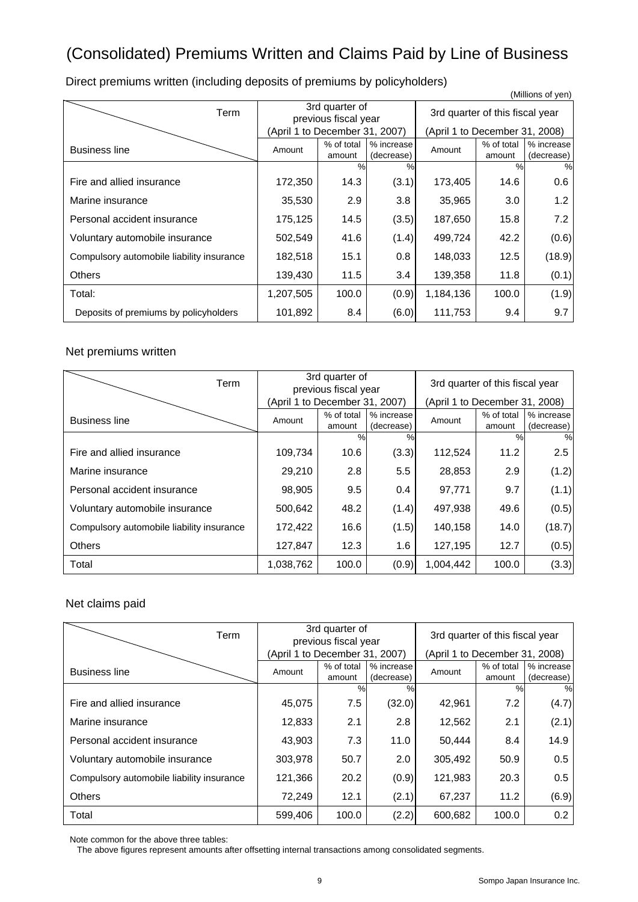# (Consolidated) Premiums Written and Claims Paid by Line of Business

## Direct premiums written (including deposits of premiums by policyholders)

(Millions of yen)

| Term | 3rd quarter of previous fiscal year (April 1 to December 31, 2007) | | | 3rd quarter of this fiscal year (April 1 to December 31, 2008) | | |
|---|---|---|---|---|---|---|
| Business line | Amount | % of total amount | % increase (decrease) | Amount | % of total amount | % increase (decrease) |
| | | % | % | | % | % |
| Fire and allied insurance | 172,350 | 14.3 | (3.1) | 173,405 | 14.6 | 0.6 |
| Marine insurance | 35,530 | 2.9 | 3.8 | 35,965 | 3.0 | 1.2 |
| Personal accident insurance | 175,125 | 14.5 | (3.5) | 187,650 | 15.8 | 7.2 |
| Voluntary automobile insurance | 502,549 | 41.6 | (1.4) | 499,724 | 42.2 | (0.6) |
| Compulsory automobile liability insurance | 182,518 | 15.1 | 0.8 | 148,033 | 12.5 | (18.9) |
| Others | 139,430 | 11.5 | 3.4 | 139,358 | 11.8 | (0.1) |
| Total: | 1,207,505 | 100.0 | (0.9) | 1,184,136 | 100.0 | (1.9) |
| Deposits of premiums by policyholders | 101,892 | 8.4 | (6.0) | 111,753 | 9.4 | 9.7 |

## Net premiums written

| Term | 3rd quarter of previous fiscal year (April 1 to December 31, 2007) | | | 3rd quarter of this fiscal year (April 1 to December 31, 2008) | | |
|---|---|---|---|---|---|---|
| Business line | Amount | % of total amount | % increase (decrease) | Amount | % of total amount | % increase (decrease) |
| | | % | % | | % | % |
| Fire and allied insurance | 109,734 | 10.6 | (3.3) | 112,524 | 11.2 | 2.5 |
| Marine insurance | 29,210 | 2.8 | 5.5 | 28,853 | 2.9 | (1.2) |
| Personal accident insurance | 98,905 | 9.5 | 0.4 | 97,771 | 9.7 | (1.1) |
| Voluntary automobile insurance | 500,642 | 48.2 | (1.4) | 497,938 | 49.6 | (0.5) |
| Compulsory automobile liability insurance | 172,422 | 16.6 | (1.5) | 140,158 | 14.0 | (18.7) |
| Others | 127,847 | 12.3 | 1.6 | 127,195 | 12.7 | (0.5) |
| Total | 1,038,762 | 100.0 | (0.9) | 1,004,442 | 100.0 | (3.3) |

## Net claims paid

| Term | 3rd quarter of previous fiscal year (April 1 to December 31, 2007) | | | 3rd quarter of this fiscal year (April 1 to December 31, 2008) | | |
|---|---|---|---|---|---|---|
| Business line | Amount | % of total amount | % increase (decrease) | Amount | % of total amount | % increase (decrease) |
| | | % | % | | % | % |
| Fire and allied insurance | 45,075 | 7.5 | (32.0) | 42,961 | 7.2 | (4.7) |
| Marine insurance | 12,833 | 2.1 | 2.8 | 12,562 | 2.1 | (2.1) |
| Personal accident insurance | 43,903 | 7.3 | 11.0 | 50,444 | 8.4 | 14.9 |
| Voluntary automobile insurance | 303,978 | 50.7 | 2.0 | 305,492 | 50.9 | 0.5 |
| Compulsory automobile liability insurance | 121,366 | 20.2 | (0.9) | 121,983 | 20.3 | 0.5 |
| Others | 72,249 | 12.1 | (2.1) | 67,237 | 11.2 | (6.9) |
| Total | 599,406 | 100.0 | (2.2) | 600,682 | 100.0 | 0.2 |

Note common for the above three tables:
The above figures represent amounts after offsetting internal transactions among consolidated segments.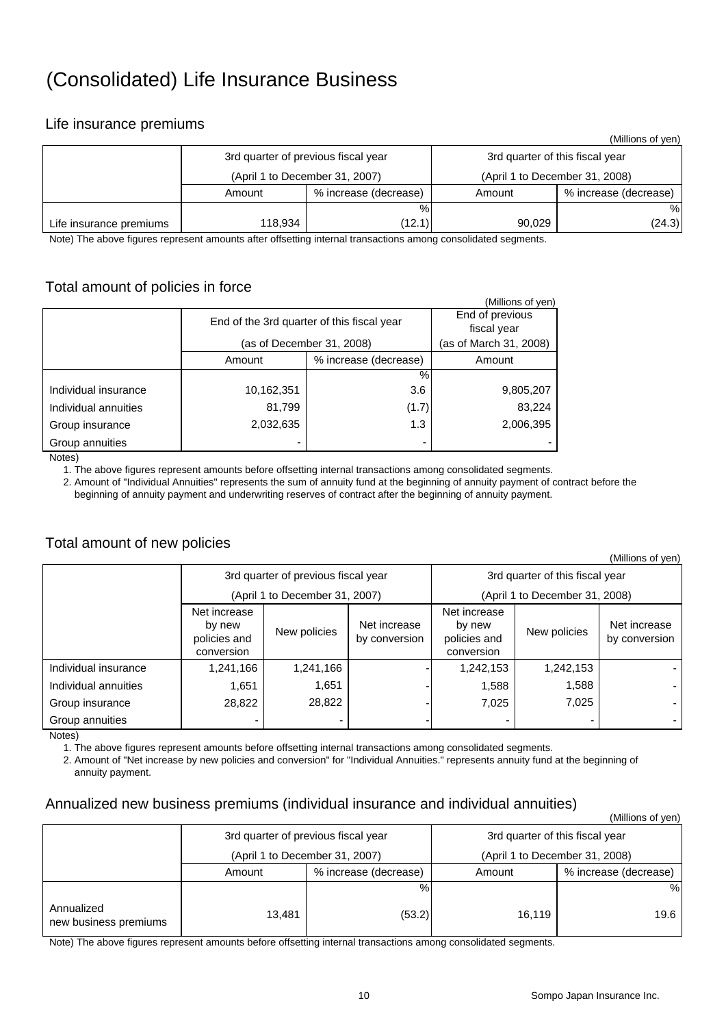# (Consolidated) Life Insurance Business

## Life insurance premiums

(Millions of yen)

| | 3rd quarter of previous fiscal year (April 1 to December 31, 2007) | | 3rd quarter of this fiscal year (April 1 to December 31, 2008) | |
|---|---|---|---|---|
| | Amount | % increase (decrease) | Amount | % increase (decrease) |
| | | % | | % |
| Life insurance premiums | 118,934 | (12.1) | 90,029 | (24.3) |

Note) The above figures represent amounts after offsetting internal transactions among consolidated segments.

## Total amount of policies in force

(Millions of yen)

| | End of the 3rd quarter of this fiscal year (as of December 31, 2008) | | End of previous fiscal year (as of March 31, 2008) |
|---|---|---|---|
| | Amount | % increase (decrease) | Amount |
| | | % | |
| Individual insurance | 10,162,351 | 3.6 | 9,805,207 |
| Individual annuities | 81,799 | (1.7) | 83,224 |
| Group insurance | 2,032,635 | 1.3 | 2,006,395 |
| Group annuities | - | - | - |

Notes)

1. The above figures represent amounts before offsetting internal transactions among consolidated segments.
2. Amount of "Individual Annuities" represents the sum of annuity fund at the beginning of annuity payment of contract before the beginning of annuity payment and underwriting reserves of contract after the beginning of annuity payment.

## Total amount of new policies

(Millions of yen)

| | 3rd quarter of previous fiscal year (April 1 to December 31, 2007) | | | 3rd quarter of this fiscal year (April 1 to December 31, 2008) | | |
|---|---|---|---|---|---|---|
| | Net increase by new policies and conversion | New policies | Net increase by conversion | Net increase by new policies and conversion | New policies | Net increase by conversion |
| Individual insurance | 1,241,166 | 1,241,166 | - | 1,242,153 | 1,242,153 | - |
| Individual annuities | 1,651 | 1,651 | - | 1,588 | 1,588 | - |
| Group insurance | 28,822 | 28,822 | - | 7,025 | 7,025 | - |
| Group annuities | - | - | - | - | - | - |

Notes)

1. The above figures represent amounts before offsetting internal transactions among consolidated segments.
2. Amount of "Net increase by new policies and conversion" for "Individual Annuities." represents annuity fund at the beginning of annuity payment.

## Annualized new business premiums (individual insurance and individual annuities)

(Millions of yen)

| | 3rd quarter of previous fiscal year (April 1 to December 31, 2007) | | 3rd quarter of this fiscal year (April 1 to December 31, 2008) | |
|---|---|---|---|---|
| | Amount | % increase (decrease) | Amount | % increase (decrease) |
| | | % | | % |
| Annualized new business premiums | 13,481 | (53.2) | 16,119 | 19.6 |

Note) The above figures represent amounts before offsetting internal transactions among consolidated segments.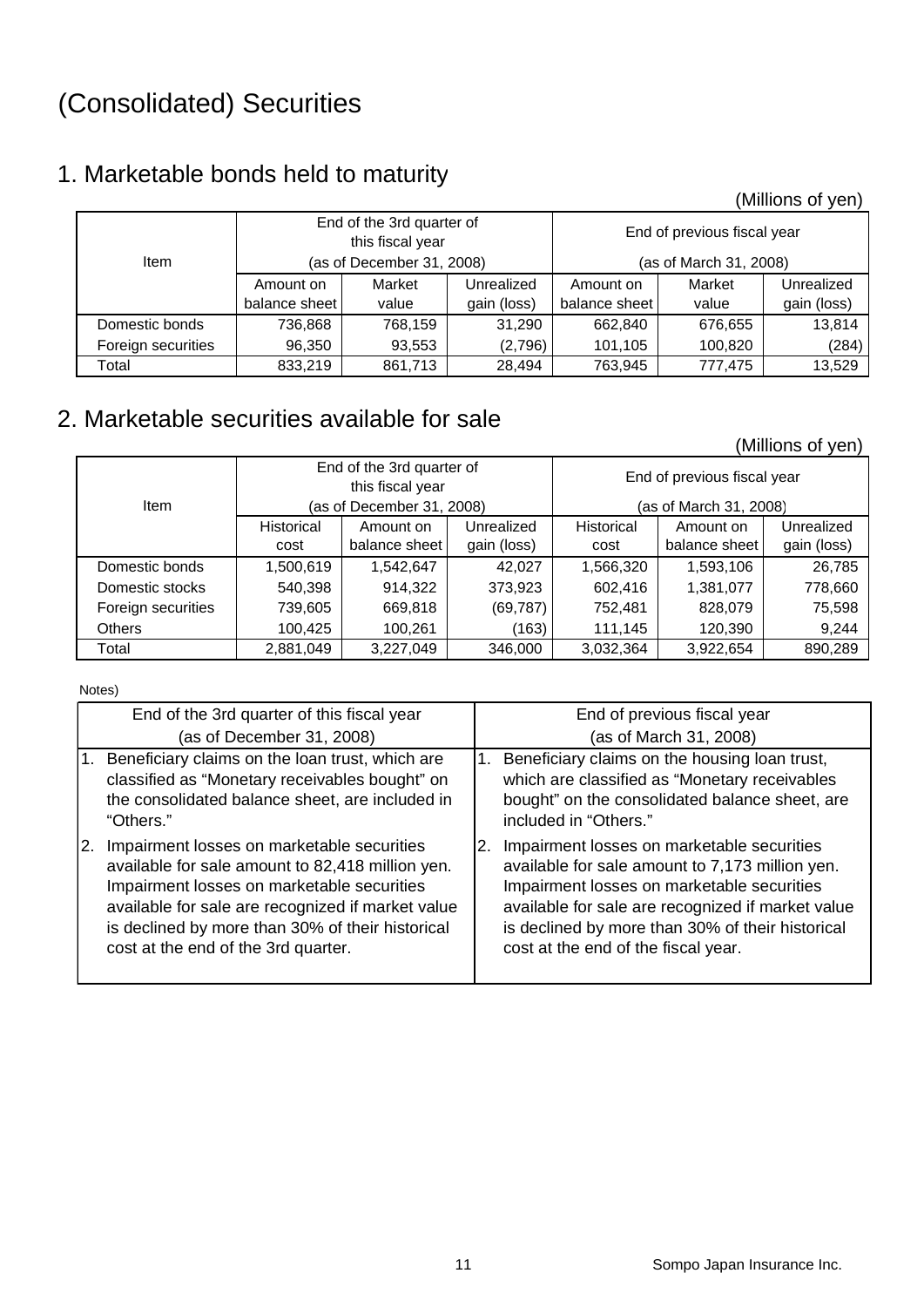# (Consolidated) Securities

## 1. Marketable bonds held to maturity

(Millions of yen)

| Item | End of the 3rd quarter of this fiscal year (as of December 31, 2008) | | | End of previous fiscal year (as of March 31, 2008) | | |
|---|---|---|---|---|---|---|
| | Amount on balance sheet | Market value | Unrealized gain (loss) | Amount on balance sheet | Market value | Unrealized gain (loss) |
| Domestic bonds | 736,868 | 768,159 | 31,290 | 662,840 | 676,655 | 13,814 |
| Foreign securities | 96,350 | 93,553 | (2,796) | 101,105 | 100,820 | (284) |
| Total | 833,219 | 861,713 | 28,494 | 763,945 | 777,475 | 13,529 |

## 2. Marketable securities available for sale

(Millions of yen)

| Item | End of the 3rd quarter of this fiscal year (as of December 31, 2008) | | | End of previous fiscal year (as of March 31, 2008) | | |
|---|---|---|---|---|---|---|
| | Historical cost | Amount on balance sheet | Unrealized gain (loss) | Historical cost | Amount on balance sheet | Unrealized gain (loss) |
| Domestic bonds | 1,500,619 | 1,542,647 | 42,027 | 1,566,320 | 1,593,106 | 26,785 |
| Domestic stocks | 540,398 | 914,322 | 373,923 | 602,416 | 1,381,077 | 778,660 |
| Foreign securities | 739,605 | 669,818 | (69,787) | 752,481 | 828,079 | 75,598 |
| Others | 100,425 | 100,261 | (163) | 111,145 | 120,390 | 9,244 |
| Total | 2,881,049 | 3,227,049 | 346,000 | 3,032,364 | 3,922,654 | 890,289 |

Notes)

| End of the 3rd quarter of this fiscal year (as of December 31, 2008) | End of previous fiscal year (as of March 31, 2008) |
|---|---|
| 1. Beneficiary claims on the loan trust, which are classified as "Monetary receivables bought" on the consolidated balance sheet, are included in "Others." | 1. Beneficiary claims on the housing loan trust, which are classified as "Monetary receivables bought" on the consolidated balance sheet, are included in "Others." |
| 2. Impairment losses on marketable securities available for sale amount to 82,418 million yen. Impairment losses on marketable securities available for sale are recognized if market value is declined by more than 30% of their historical cost at the end of the 3rd quarter. | 2. Impairment losses on marketable securities available for sale amount to 7,173 million yen. Impairment losses on marketable securities available for sale are recognized if market value is declined by more than 30% of their historical cost at the end of the fiscal year. |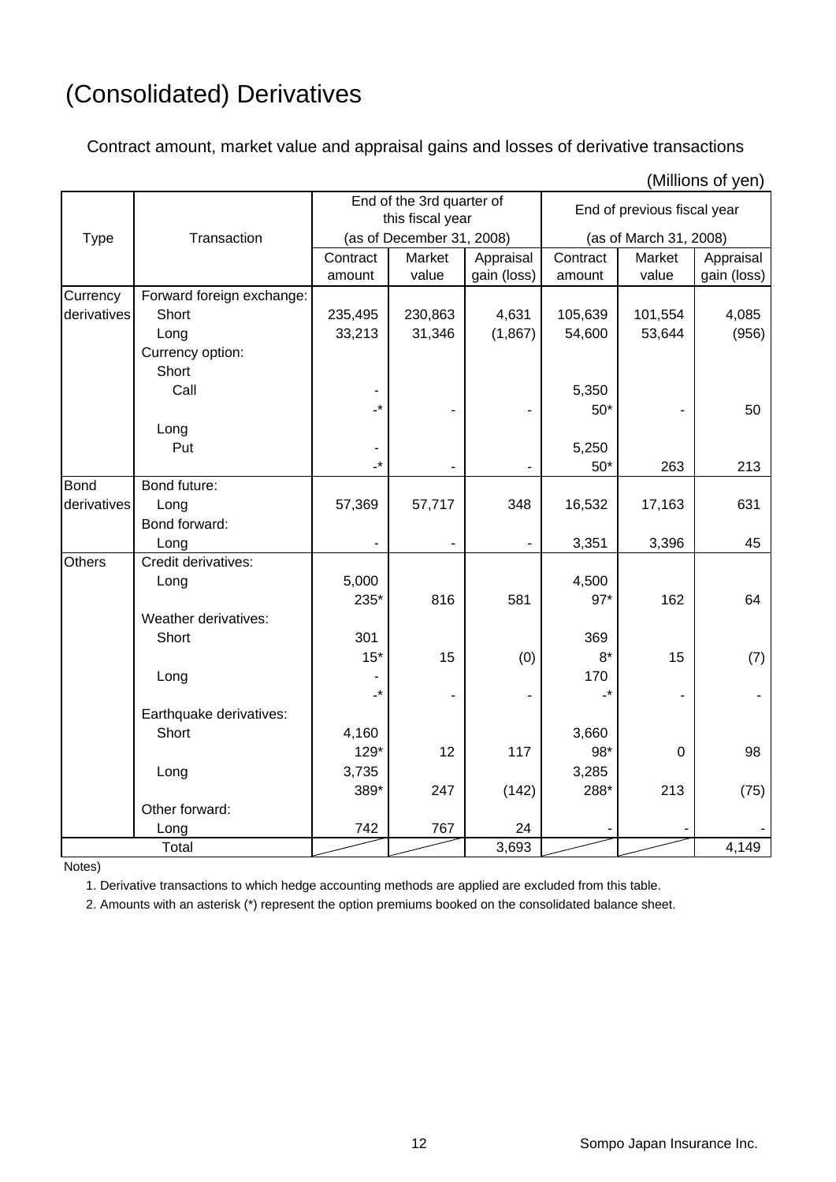# (Consolidated) Derivatives

Contract amount, market value and appraisal gains and losses of derivative transactions

(Millions of yen)

| Type | Transaction | End of the 3rd quarter of this fiscal year (as of December 31, 2008) | | | End of previous fiscal year (as of March 31, 2008) | | |
|---|---|---|---|---|---|---|---|
| | | Contract amount | Market value | Appraisal gain (loss) | Contract amount | Market value | Appraisal gain (loss) |
| Currency derivatives | Forward foreign exchange: | | | | | | |
| | Short | 235,495 | 230,863 | 4,631 | 105,639 | 101,554 | 4,085 |
| | Long | 33,213 | 31,346 | (1,867) | 54,600 | 53,644 | (956) |
| | Currency option: | | | | | | |
| | Short | | | | | | |
| | Call | - | | | 5,350 | | |
| | | -* | - | - | 50* | - | 50 |
| | Long | | | | | | |
| | Put | - | | | 5,250 | | |
| | | -* | - | - | 50* | 263 | 213 |
| Bond derivatives | Bond future: | | | | | | |
| | Long | 57,369 | 57,717 | 348 | 16,532 | 17,163 | 631 |
| | Bond forward: | | | | | | |
| | Long | - | - | - | 3,351 | 3,396 | 45 |
| Others | Credit derivatives: | | | | | | |
| | Long | 5,000 | | | 4,500 | | |
| | | 235* | 816 | 581 | 97* | 162 | 64 |
| | Weather derivatives: | | | | | | |
| | Short | 301 | | | 369 | | |
| | | 15* | 15 | (0) | 8* | 15 | (7) |
| | Long | - | | | 170 | | |
| | | -* | - | - | -* | - | - |
| | Earthquake derivatives: | | | | | | |
| | Short | 4,160 | | | 3,660 | | |
| | | 129* | 12 | 117 | 98* | 0 | 98 |
| | Long | 3,735 | | | 3,285 | | |
| | | 389* | 247 | (142) | 288* | 213 | (75) |
| | Other forward: | | | | | | |
| | Long | 742 | 767 | 24 | - | - | - |
| Total | | | | 3,693 | | | 4,149 |

Notes)

1. Derivative transactions to which hedge accounting methods are applied are excluded from this table.
2. Amounts with an asterisk (*) represent the option premiums booked on the consolidated balance sheet.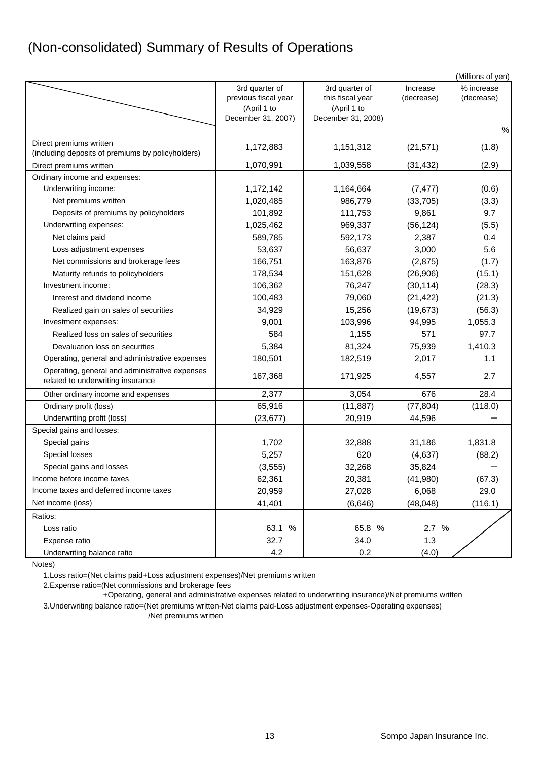# (Non-consolidated) Summary of Results of Operations

(Millions of yen)

| | 3rd quarter of previous fiscal year (April 1 to December 31, 2007) | 3rd quarter of this fiscal year (April 1 to December 31, 2008) | Increase (decrease) | % increase (decrease) |
|---|---|---|---|---|
| | | | | % |
| Direct premiums written (including deposits of premiums by policyholders) | 1,172,883 | 1,151,312 | (21,571) | (1.8) |
| Direct premiums written | 1,070,991 | 1,039,558 | (31,432) | (2.9) |
| Ordinary income and expenses: | | | | |
| Underwriting income: | 1,172,142 | 1,164,664 | (7,477) | (0.6) |
| Net premiums written | 1,020,485 | 986,779 | (33,705) | (3.3) |
| Deposits of premiums by policyholders | 101,892 | 111,753 | 9,861 | 9.7 |
| Underwriting expenses: | 1,025,462 | 969,337 | (56,124) | (5.5) |
| Net claims paid | 589,785 | 592,173 | 2,387 | 0.4 |
| Loss adjustment expenses | 53,637 | 56,637 | 3,000 | 5.6 |
| Net commissions and brokerage fees | 166,751 | 163,876 | (2,875) | (1.7) |
| Maturity refunds to policyholders | 178,534 | 151,628 | (26,906) | (15.1) |
| Investment income: | 106,362 | 76,247 | (30,114) | (28.3) |
| Interest and dividend income | 100,483 | 79,060 | (21,422) | (21.3) |
| Realized gain on sales of securities | 34,929 | 15,256 | (19,673) | (56.3) |
| Investment expenses: | 9,001 | 103,996 | 94,995 | 1,055.3 |
| Realized loss on sales of securities | 584 | 1,155 | 571 | 97.7 |
| Devaluation loss on securities | 5,384 | 81,324 | 75,939 | 1,410.3 |
| Operating, general and administrative expenses | 180,501 | 182,519 | 2,017 | 1.1 |
| Operating, general and administrative expenses related to underwriting insurance | 167,368 | 171,925 | 4,557 | 2.7 |
| Other ordinary income and expenses | 2,377 | 3,054 | 676 | 28.4 |
| Ordinary profit (loss) | 65,916 | (11,887) | (77,804) | (118.0) |
| Underwriting profit (loss) | (23,677) | 20,919 | 44,596 | − |
| Special gains and losses: | | | | |
| Special gains | 1,702 | 32,888 | 31,186 | 1,831.8 |
| Special losses | 5,257 | 620 | (4,637) | (88.2) |
| Special gains and losses | (3,555) | 32,268 | 35,824 | − |
| Income before income taxes | 62,361 | 20,381 | (41,980) | (67.3) |
| Income taxes and deferred income taxes | 20,959 | 27,028 | 6,068 | 29.0 |
| Net income (loss) | 41,401 | (6,646) | (48,048) | (116.1) |
| Ratios: | | | | |
| Loss ratio | 63.1 % | 65.8 % | 2.7 % | |
| Expense ratio | 32.7 | 34.0 | 1.3 | |
| Underwriting balance ratio | 4.2 | 0.2 | (4.0) | |

Notes)

1.Loss ratio=(Net claims paid+Loss adjustment expenses)/Net premiums written

2.Expense ratio=(Net commissions and brokerage fees +Operating, general and administrative expenses related to underwriting insurance)/Net premiums written

3.Underwriting balance ratio=(Net premiums written-Net claims paid-Loss adjustment expenses-Operating expenses) /Net premiums written

Sompo Japan Insurance Inc.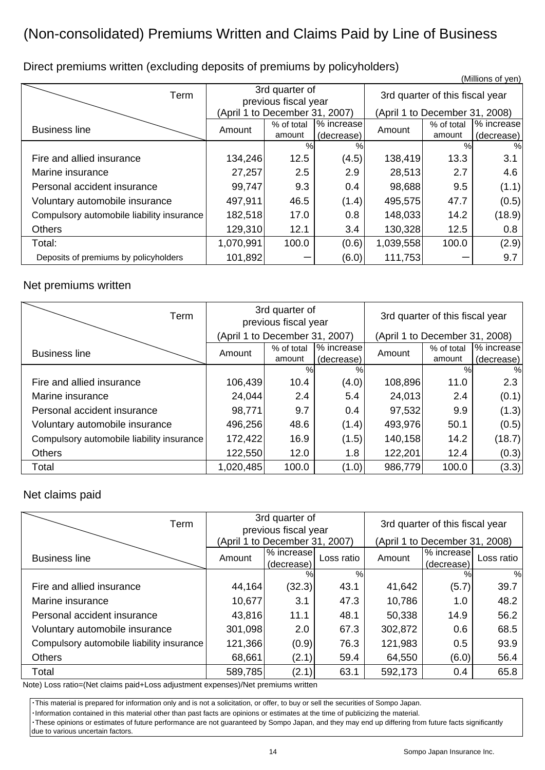# (Non-consolidated) Premiums Written and Claims Paid by Line of Business

## Direct premiums written (excluding deposits of premiums by policyholders)

(Millions of yen)

| Business line \ Term | 3rd quarter of previous fiscal year (April 1 to December 31, 2007) | | | 3rd quarter of this fiscal year (April 1 to December 31, 2008) | | |
|---|---|---|---|---|---|---|
| | Amount | % of total amount | % increase (decrease) | Amount | % of total amount | % increase (decrease) |
| | | % | % | | % | % |
| Fire and allied insurance | 134,246 | 12.5 | (4.5) | 138,419 | 13.3 | 3.1 |
| Marine insurance | 27,257 | 2.5 | 2.9 | 28,513 | 2.7 | 4.6 |
| Personal accident insurance | 99,747 | 9.3 | 0.4 | 98,688 | 9.5 | (1.1) |
| Voluntary automobile insurance | 497,911 | 46.5 | (1.4) | 495,575 | 47.7 | (0.5) |
| Compulsory automobile liability insurance | 182,518 | 17.0 | 0.8 | 148,033 | 14.2 | (18.9) |
| Others | 129,310 | 12.1 | 3.4 | 130,328 | 12.5 | 0.8 |
| Total: | 1,070,991 | 100.0 | (0.6) | 1,039,558 | 100.0 | (2.9) |
| Deposits of premiums by policyholders | 101,892 | ー | (6.0) | 111,753 | ー | 9.7 |

## Net premiums written

| Business line \ Term | 3rd quarter of previous fiscal year (April 1 to December 31, 2007) | | | 3rd quarter of this fiscal year (April 1 to December 31, 2008) | | |
|---|---|---|---|---|---|---|
| | Amount | % of total amount | % increase (decrease) | Amount | % of total amount | % increase (decrease) |
| | | % | % | | % | % |
| Fire and allied insurance | 106,439 | 10.4 | (4.0) | 108,896 | 11.0 | 2.3 |
| Marine insurance | 24,044 | 2.4 | 5.4 | 24,013 | 2.4 | (0.1) |
| Personal accident insurance | 98,771 | 9.7 | 0.4 | 97,532 | 9.9 | (1.3) |
| Voluntary automobile insurance | 496,256 | 48.6 | (1.4) | 493,976 | 50.1 | (0.5) |
| Compulsory automobile liability insurance | 172,422 | 16.9 | (1.5) | 140,158 | 14.2 | (18.7) |
| Others | 122,550 | 12.0 | 1.8 | 122,201 | 12.4 | (0.3) |
| Total | 1,020,485 | 100.0 | (1.0) | 986,779 | 100.0 | (3.3) |

## Net claims paid

| Business line \ Term | 3rd quarter of previous fiscal year (April 1 to December 31, 2007) | | | 3rd quarter of this fiscal year (April 1 to December 31, 2008) | | |
|---|---|---|---|---|---|---|
| | Amount | % increase (decrease) | Loss ratio | Amount | % increase (decrease) | Loss ratio |
| | | % | % | | % | % |
| Fire and allied insurance | 44,164 | (32.3) | 43.1 | 41,642 | (5.7) | 39.7 |
| Marine insurance | 10,677 | 3.1 | 47.3 | 10,786 | 1.0 | 48.2 |
| Personal accident insurance | 43,816 | 11.1 | 48.1 | 50,338 | 14.9 | 56.2 |
| Voluntary automobile insurance | 301,098 | 2.0 | 67.3 | 302,872 | 0.6 | 68.5 |
| Compulsory automobile liability insurance | 121,366 | (0.9) | 76.3 | 121,983 | 0.5 | 93.9 |
| Others | 68,661 | (2.1) | 59.4 | 64,550 | (6.0) | 56.4 |
| Total | 589,785 | (2.1) | 63.1 | 592,173 | 0.4 | 65.8 |

Note) Loss ratio=(Net claims paid+Loss adjustment expenses)/Net premiums written

・This material is prepared for information only and is not a solicitation, or offer, to buy or sell the securities of Sompo Japan.
・Information contained in this material other than past facts are opinions or estimates at the time of publicizing the material.
・These opinions or estimates of future performance are not guaranteed by Sompo Japan, and they may end up differing from future facts significantly due to various uncertain factors.